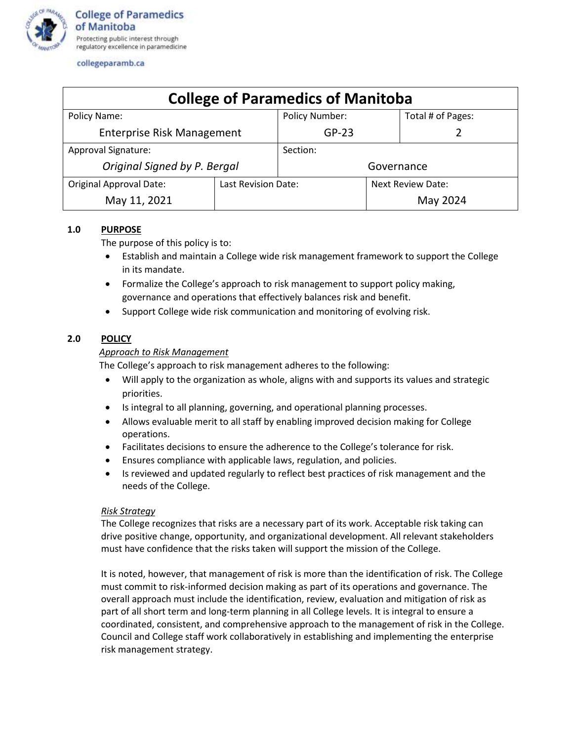**College of Paramedics of Manitoba**
Protecting public interest through regulatory excellence in paramedicine

collegeparamb.ca

| College of Paramedics of Manitoba | | | |
|---|---|---|---|
| Policy Name: Enterprise Risk Management | | Policy Number: GP-23 | Total # of Pages: 2 |
| Approval Signature: *Original Signed by P. Bergal* | | Section: Governance | |
| Original Approval Date: May 11, 2021 | Last Revision Date: | | Next Review Date: May 2024 |

## 1.0 PURPOSE

The purpose of this policy is to:

- Establish and maintain a College wide risk management framework to support the College in its mandate.
- Formalize the College's approach to risk management to support policy making, governance and operations that effectively balances risk and benefit.
- Support College wide risk communication and monitoring of evolving risk.

## 2.0 POLICY

*Approach to Risk Management*

The College's approach to risk management adheres to the following:

- Will apply to the organization as whole, aligns with and supports its values and strategic priorities.
- Is integral to all planning, governing, and operational planning processes.
- Allows evaluable merit to all staff by enabling improved decision making for College operations.
- Facilitates decisions to ensure the adherence to the College's tolerance for risk.
- Ensures compliance with applicable laws, regulation, and policies.
- Is reviewed and updated regularly to reflect best practices of risk management and the needs of the College.

*Risk Strategy*

The College recognizes that risks are a necessary part of its work. Acceptable risk taking can drive positive change, opportunity, and organizational development. All relevant stakeholders must have confidence that the risks taken will support the mission of the College.

It is noted, however, that management of risk is more than the identification of risk. The College must commit to risk-informed decision making as part of its operations and governance. The overall approach must include the identification, review, evaluation and mitigation of risk as part of all short term and long-term planning in all College levels. It is integral to ensure a coordinated, consistent, and comprehensive approach to the management of risk in the College. Council and College staff work collaboratively in establishing and implementing the enterprise risk management strategy.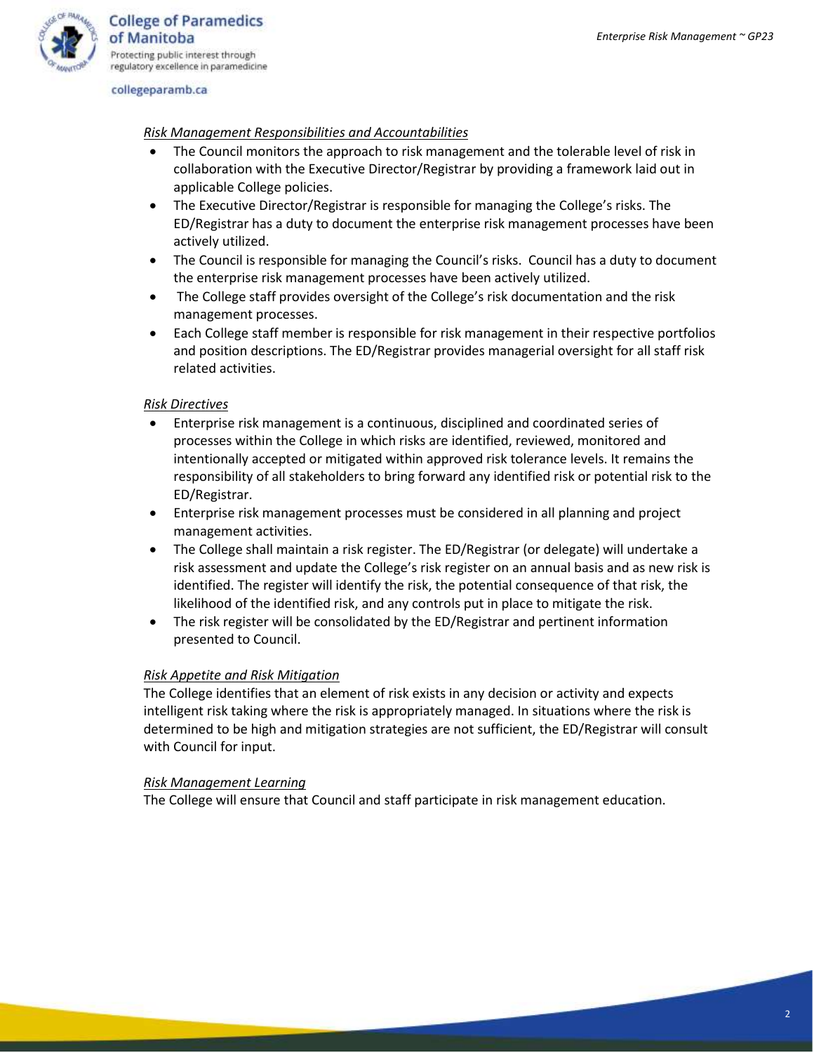*Risk Management Responsibilities and Accountabilities*

- The Council monitors the approach to risk management and the tolerable level of risk in collaboration with the Executive Director/Registrar by providing a framework laid out in applicable College policies.
- The Executive Director/Registrar is responsible for managing the College's risks. The ED/Registrar has a duty to document the enterprise risk management processes have been actively utilized.
- The Council is responsible for managing the Council's risks. Council has a duty to document the enterprise risk management processes have been actively utilized.
- The College staff provides oversight of the College's risk documentation and the risk management processes.
- Each College staff member is responsible for risk management in their respective portfolios and position descriptions. The ED/Registrar provides managerial oversight for all staff risk related activities.

*Risk Directives*

- Enterprise risk management is a continuous, disciplined and coordinated series of processes within the College in which risks are identified, reviewed, monitored and intentionally accepted or mitigated within approved risk tolerance levels. It remains the responsibility of all stakeholders to bring forward any identified risk or potential risk to the ED/Registrar.
- Enterprise risk management processes must be considered in all planning and project management activities.
- The College shall maintain a risk register. The ED/Registrar (or delegate) will undertake a risk assessment and update the College's risk register on an annual basis and as new risk is identified. The register will identify the risk, the potential consequence of that risk, the likelihood of the identified risk, and any controls put in place to mitigate the risk.
- The risk register will be consolidated by the ED/Registrar and pertinent information presented to Council.

*Risk Appetite and Risk Mitigation*

The College identifies that an element of risk exists in any decision or activity and expects intelligent risk taking where the risk is appropriately managed. In situations where the risk is determined to be high and mitigation strategies are not sufficient, the ED/Registrar will consult with Council for input.

*Risk Management Learning*

The College will ensure that Council and staff participate in risk management education.